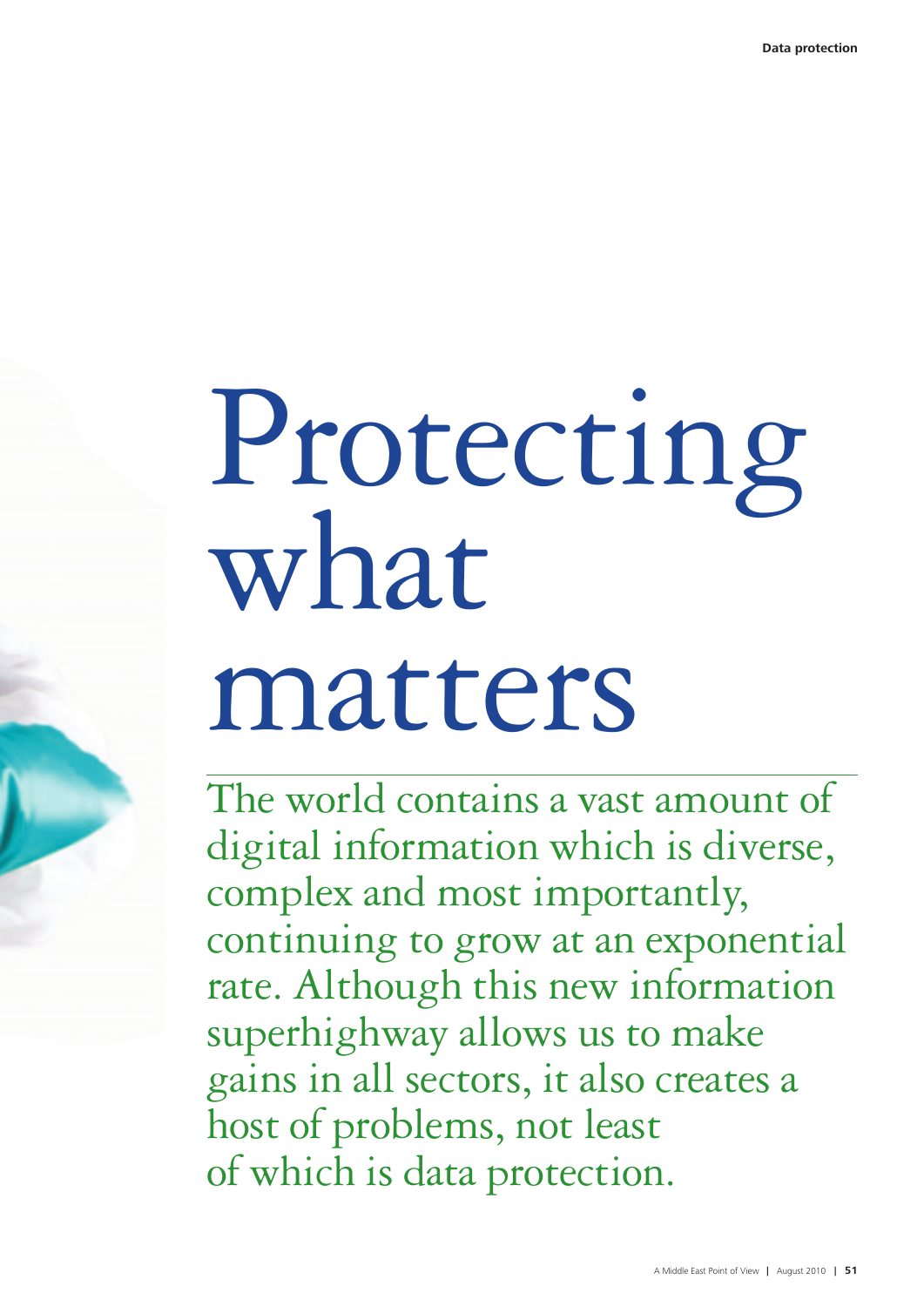# Protecting what matters

The world contains a vast amount of digital information which is diverse, complex and most importantly, continuing to grow at an exponential rate. Although this new information superhighway allows us to make gains in all sectors, it also creates a host of problems, not least of which is data protection.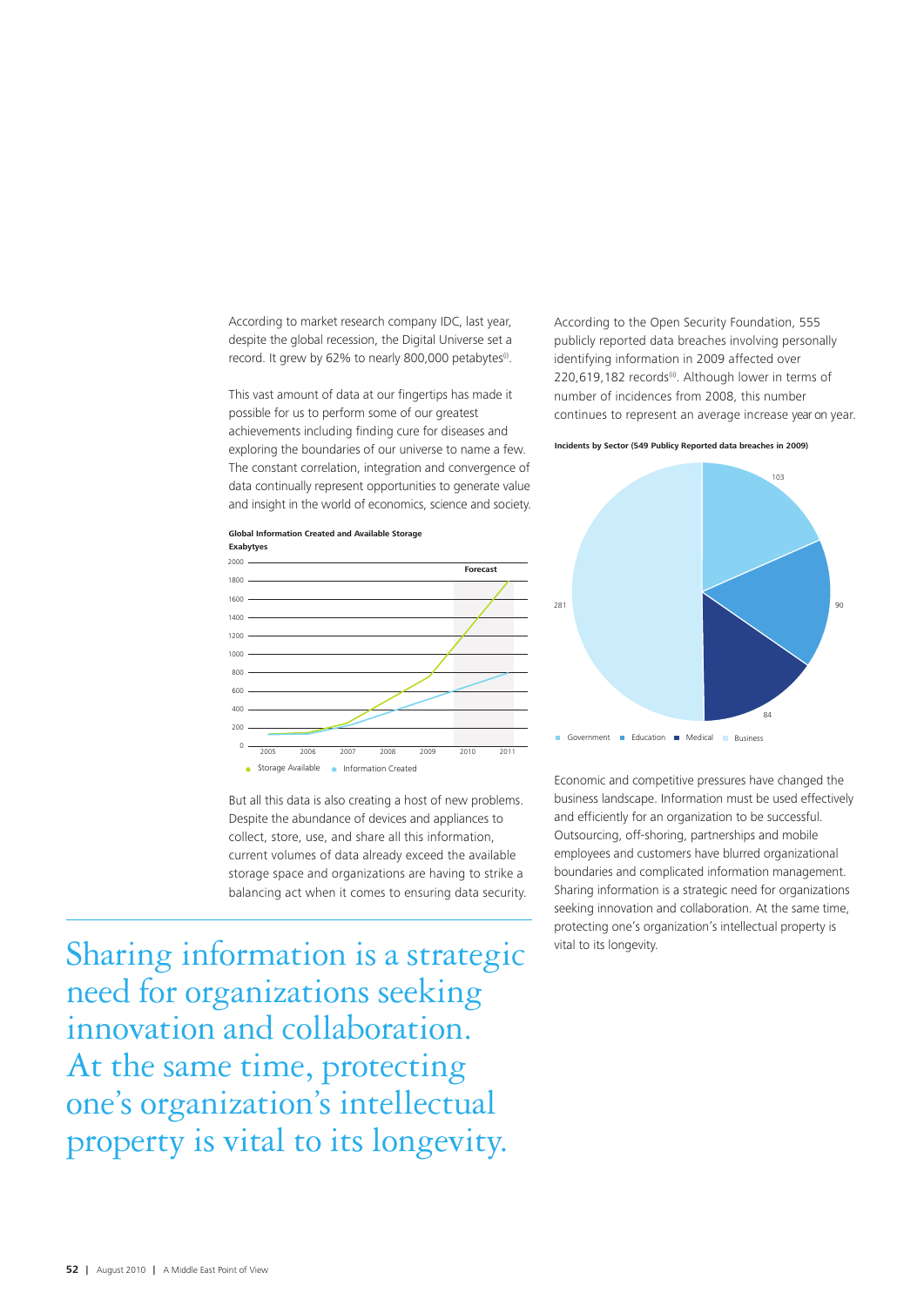According to market research company IDC, last year, despite the global recession, the Digital Universe set a record. It grew by 62% to nearly 800,000 petabytes[i].

This vast amount of data at our fingertips has made it possible for us to perform some of our greatest achievements including finding cure for diseases and exploring the boundaries of our universe to name a few. The constant correlation, integration and convergence of data continually represent opportunities to generate value and insight in the world of economics, science and society.

**Global Information Created and Available Storage**
**Exabytyes**

Forecast

2005 2006 2007 2008 2009 2010 2011

● Storage Available ● Information Created

But all this data is also creating a host of new problems. Despite the abundance of devices and appliances to collect, store, use, and share all this information, current volumes of data already exceed the available storage space and organizations are having to strike a balancing act when it comes to ensuring data security.

Sharing information is a strategic need for organizations seeking innovation and collaboration. At the same time, protecting one's organization's intellectual property is vital to its longevity.

According to the Open Security Foundation, 555 publicly reported data breaches involving personally identifying information in 2009 affected over 220,619,182 records[ii]. Although lower in terms of number of incidences from 2008, this number continues to represent an average increase year on year.

**Incidents by Sector (549 Publicy Reported data breaches in 2009)**

| Sector | Incidents |
| --- | --- |
| Government | 103 |
| Education | 90 |
| Medical | 84 |
| Business | 281 |

Economic and competitive pressures have changed the business landscape. Information must be used effectively and efficiently for an organization to be successful. Outsourcing, off-shoring, partnerships and mobile employees and customers have blurred organizational boundaries and complicated information management. Sharing information is a strategic need for organizations seeking innovation and collaboration. At the same time, protecting one's organization's intellectual property is vital to its longevity.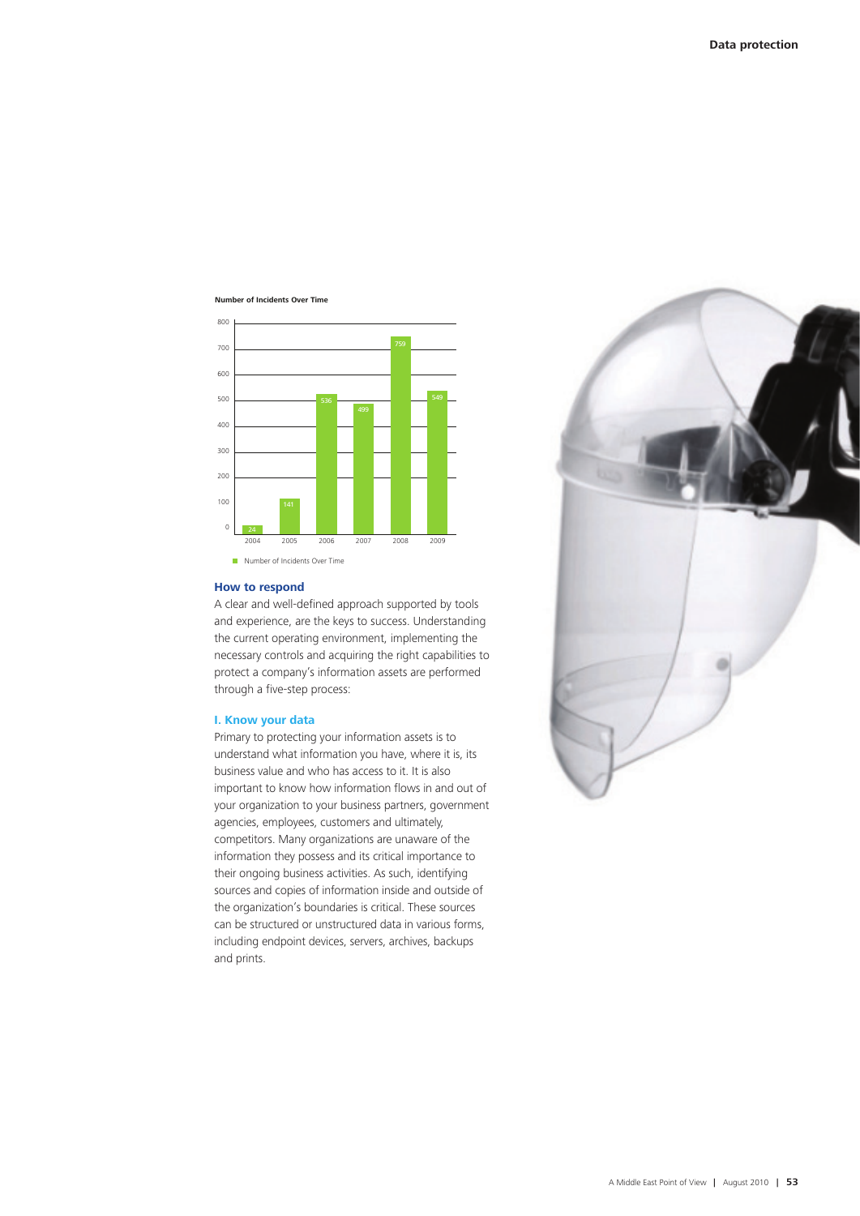**Number of Incidents Over Time**

| Year | Number of Incidents |
|---|---|
| 2004 | 24 |
| 2005 | 141 |
| 2006 | 536 |
| 2007 | 499 |
| 2008 | 759 |
| 2009 | 549 |

■ Number of Incidents Over Time

## How to respond

A clear and well-defined approach supported by tools and experience, are the keys to success. Understanding the current operating environment, implementing the necessary controls and acquiring the right capabilities to protect a company's information assets are performed through a five-step process:

### I. Know your data

Primary to protecting your information assets is to understand what information you have, where it is, its business value and who has access to it. It is also important to know how information flows in and out of your organization to your business partners, government agencies, employees, customers and ultimately, competitors. Many organizations are unaware of the information they possess and its critical importance to their ongoing business activities. As such, identifying sources and copies of information inside and outside of the organization's boundaries is critical. These sources can be structured or unstructured data in various forms, including endpoint devices, servers, archives, backups and prints.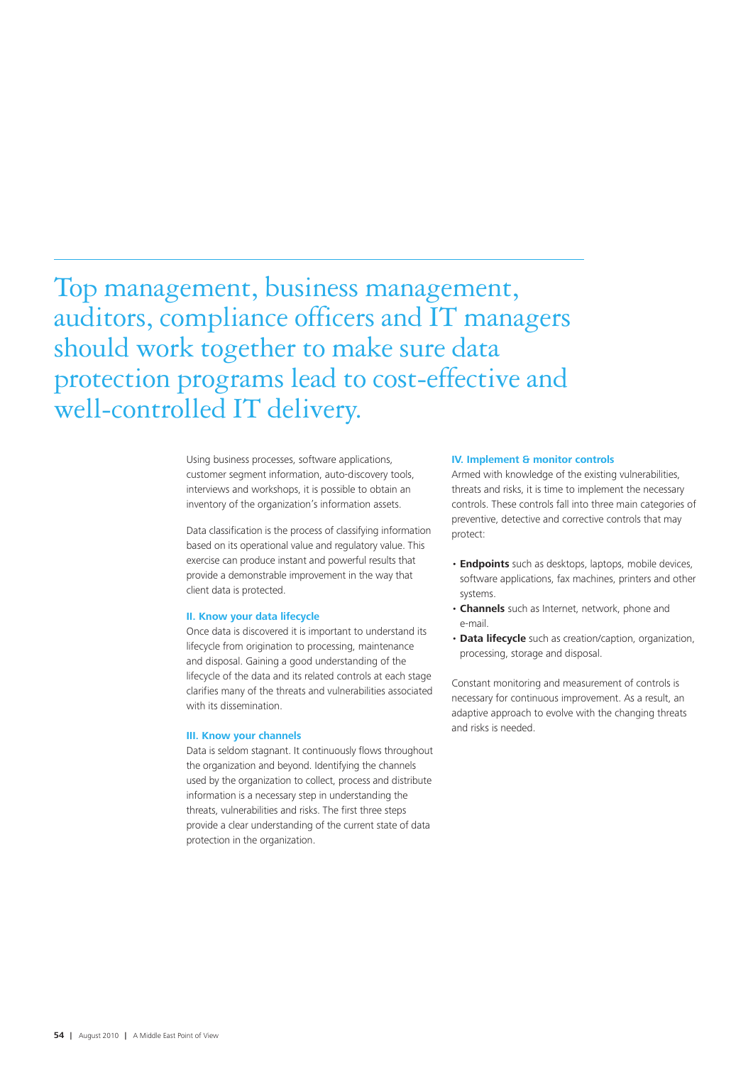Top management, business management, auditors, compliance officers and IT managers should work together to make sure data protection programs lead to cost-effective and well-controlled IT delivery.

Using business processes, software applications, customer segment information, auto-discovery tools, interviews and workshops, it is possible to obtain an inventory of the organization's information assets.

Data classification is the process of classifying information based on its operational value and regulatory value. This exercise can produce instant and powerful results that provide a demonstrable improvement in the way that client data is protected.

### II. Know your data lifecycle

Once data is discovered it is important to understand its lifecycle from origination to processing, maintenance and disposal. Gaining a good understanding of the lifecycle of the data and its related controls at each stage clarifies many of the threats and vulnerabilities associated with its dissemination.

### III. Know your channels

Data is seldom stagnant. It continuously flows throughout the organization and beyond. Identifying the channels used by the organization to collect, process and distribute information is a necessary step in understanding the threats, vulnerabilities and risks. The first three steps provide a clear understanding of the current state of data protection in the organization.

### IV. Implement & monitor controls

Armed with knowledge of the existing vulnerabilities, threats and risks, it is time to implement the necessary controls. These controls fall into three main categories of preventive, detective and corrective controls that may protect:

- **Endpoints** such as desktops, laptops, mobile devices, software applications, fax machines, printers and other systems.
- **Channels** such as Internet, network, phone and e-mail.
- **Data lifecycle** such as creation/caption, organization, processing, storage and disposal.

Constant monitoring and measurement of controls is necessary for continuous improvement. As a result, an adaptive approach to evolve with the changing threats and risks is needed.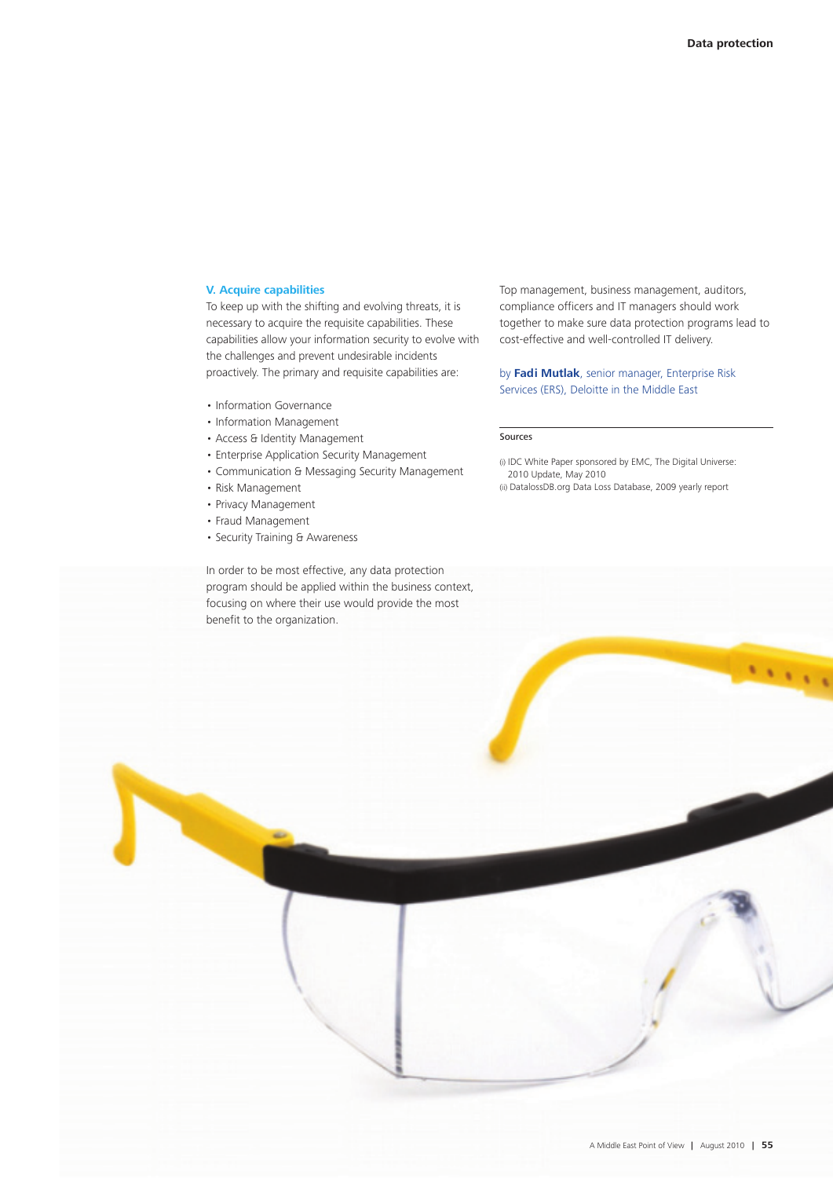### V. Acquire capabilities

To keep up with the shifting and evolving threats, it is necessary to acquire the requisite capabilities. These capabilities allow your information security to evolve with the challenges and prevent undesirable incidents proactively. The primary and requisite capabilities are:

- Information Governance
- Information Management
- Access & Identity Management
- Enterprise Application Security Management
- Communication & Messaging Security Management
- Risk Management
- Privacy Management
- Fraud Management
- Security Training & Awareness

In order to be most effective, any data protection program should be applied within the business context, focusing on where their use would provide the most benefit to the organization.

Top management, business management, auditors, compliance officers and IT managers should work together to make sure data protection programs lead to cost-effective and well-controlled IT delivery.

by **Fadi Mutlak**, senior manager, Enterprise Risk Services (ERS), Deloitte in the Middle East

#### Sources

(i) IDC White Paper sponsored by EMC, The Digital Universe: 2010 Update, May 2010

(ii) DatalossDB.org Data Loss Database, 2009 yearly report